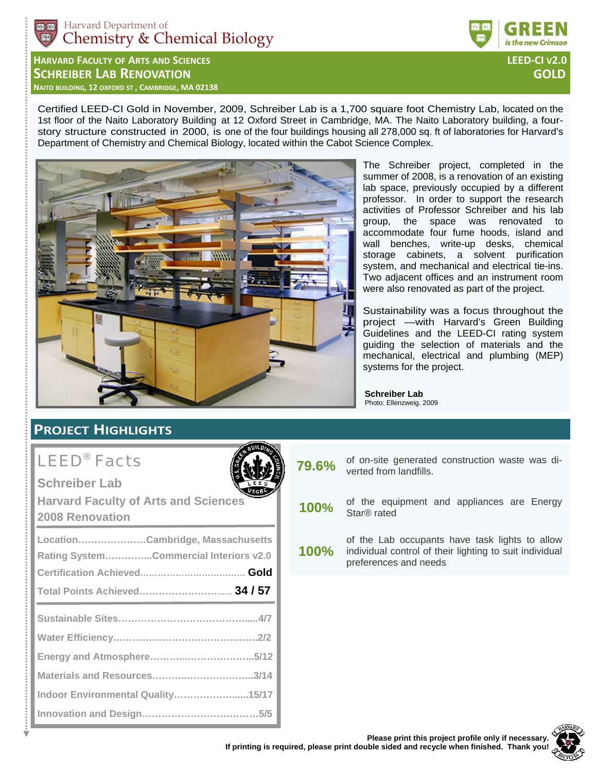Harvard Department of Chemistry & Chemical Biology

GREEN is the new Crimson

## HARVARD FACULTY OF ARTS AND SCIENCES
# SCHREIBER LAB RENOVATION
NAITO BUILDING, 12 OXFORD ST, CAMBRIDGE, MA 02138

**LEED-CI v2.0**
**GOLD**

Certified LEED-CI Gold in November, 2009, Schreiber Lab is a 1,700 square foot Chemistry Lab, located on the 1st floor of the Naito Laboratory Building at 12 Oxford Street in Cambridge, MA. The Naito Laboratory building, a four-story structure constructed in 2000, is one of the four buildings housing all 278,000 sq. ft of laboratories for Harvard's Department of Chemistry and Chemical Biology, located within the Cabot Science Complex.

The Schreiber project, completed in the summer of 2008, is a renovation of an existing lab space, previously occupied by a different professor. In order to support the research activities of Professor Schreiber and his lab group, the space was renovated to accommodate four fume hoods, island and wall benches, write-up desks, chemical storage cabinets, a solvent purification system, and mechanical and electrical tie-ins. Two adjacent offices and an instrument room were also renovated as part of the project.

Sustainability was a focus throughout the project —with Harvard's Green Building Guidelines and the LEED-CI rating system guiding the selection of materials and the mechanical, electrical and plumbing (MEP) systems for the project.

**Schreiber Lab**
Photo: Ellenzweig. 2009

## PROJECT HIGHLIGHTS

### LEED® Facts

**Schreiber Lab**
**Harvard Faculty of Arts and Sciences**
**2008 Renovation**

| | |
|---|---|
| Location | Cambridge, Massachusetts |
| Rating System | Commercial Interiors v2.0 |
| Certification Achieved | **Gold** |
| Total Points Achieved | **34 / 57** |
| Sustainable Sites | 4/7 |
| Water Efficiency | 2/2 |
| Energy and Atmosphere | 5/12 |
| Materials and Resources | 3/14 |
| Indoor Environmental Quality | 15/17 |
| Innovation and Design | 5/5 |

**79.6%** of on-site generated construction waste was diverted from landfills.

**100%** of the equipment and appliances are Energy Star® rated

**100%** of the Lab occupants have task lights to allow individual control of their lighting to suit individual preferences and needs

**Please print this project profile only if necessary.**
**If printing is required, please print double sided and recycle when finished. Thank you!**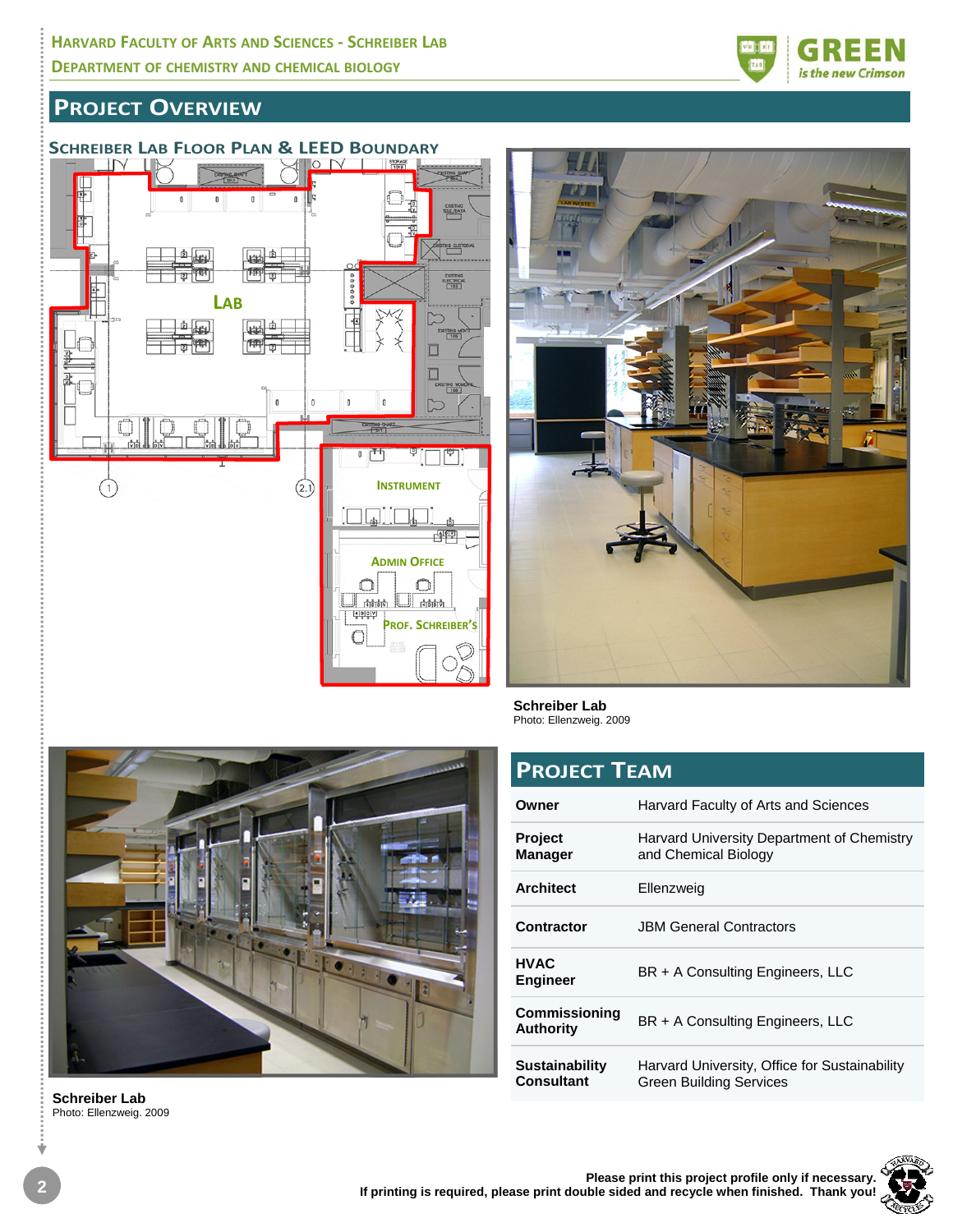## PROJECT OVERVIEW

### SCHREIBER LAB FLOOR PLAN & LEED BOUNDARY

**Schreiber Lab**
Photo: Ellenzweig. 2009

**Schreiber Lab**
Photo: Ellenzweig. 2009

## PROJECT TEAM

| | |
|---|---|
| **Owner** | Harvard Faculty of Arts and Sciences |
| **Project Manager** | Harvard University Department of Chemistry and Chemical Biology |
| **Architect** | Ellenzweig |
| **Contractor** | JBM General Contractors |
| **HVAC Engineer** | BR + A Consulting Engineers, LLC |
| **Commissioning Authority** | BR + A Consulting Engineers, LLC |
| **Sustainability Consultant** | Harvard University, Office for Sustainability Green Building Services |

**Please print this project profile only if necessary.**
**If printing is required, please print double sided and recycle when finished. Thank you!**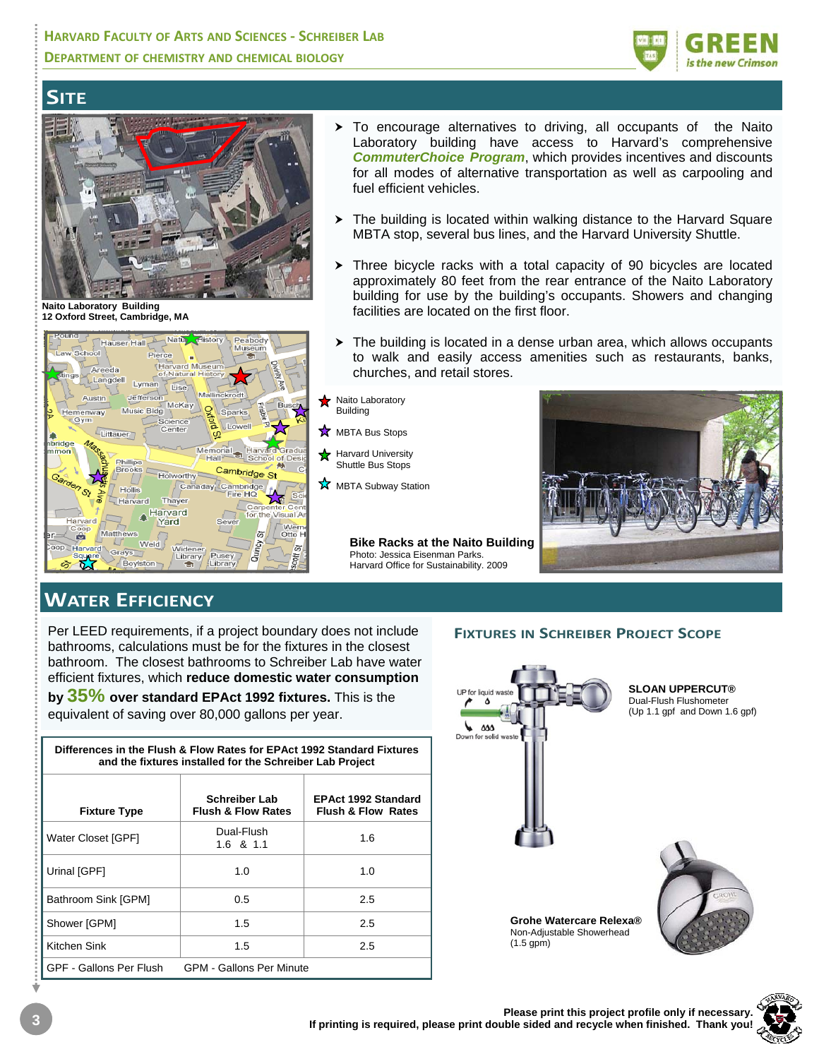## SITE

Naito Laboratory Building
12 Oxford Street, Cambridge, MA

- To encourage alternatives to driving, all occupants of the Naito Laboratory building have access to Harvard's comprehensive ***CommuterChoice Program***, which provides incentives and discounts for all modes of alternative transportation as well as carpooling and fuel efficient vehicles.
- The building is located within walking distance to the Harvard Square MBTA stop, several bus lines, and the Harvard University Shuttle.
- Three bicycle racks with a total capacity of 90 bicycles are located approximately 80 feet from the rear entrance of the Naito Laboratory building for use by the building's occupants. Showers and changing facilities are located on the first floor.
- The building is located in a dense urban area, which allows occupants to walk and easily access amenities such as restaurants, banks, churches, and retail stores.

Naito Laboratory Building
MBTA Bus Stops
Harvard University Shuttle Bus Stops
MBTA Subway Station

**Bike Racks at the Naito Building**
Photo: Jessica Eisenman Parks.
Harvard Office for Sustainability. 2009

## WATER EFFICIENCY

Per LEED requirements, if a project boundary does not include bathrooms, calculations must be for the fixtures in the closest bathroom. The closest bathrooms to Schreiber Lab have water efficient fixtures, which **reduce domestic water consumption by 35% over standard EPAct 1992 fixtures.** This is the equivalent of saving over 80,000 gallons per year.

**Differences in the Flush & Flow Rates for EPAct 1992 Standard Fixtures and the fixtures installed for the Schreiber Lab Project**

| Fixture Type | Schreiber Lab Flush & Flow Rates | EPAct 1992 Standard Flush & Flow Rates |
|---|---|---|
| Water Closet [GPF] | Dual-Flush 1.6 & 1.1 | 1.6 |
| Urinal [GPF] | 1.0 | 1.0 |
| Bathroom Sink [GPM] | 0.5 | 2.5 |
| Shower [GPM] | 1.5 | 2.5 |
| Kitchen Sink | 1.5 | 2.5 |
| GPF - Gallons Per Flush | GPM - Gallons Per Minute | |

### FIXTURES IN SCHREIBER PROJECT SCOPE

UP for liquid waste
Down for solid waste

**SLOAN UPPERCUT®**
Dual-Flush Flushometer
(Up 1.1 gpf and Down 1.6 gpf)

**Grohe Watercare Relexa®**
Non-Adjustable Showerhead
(1.5 gpm)

**Please print this project profile only if necessary.**
**If printing is required, please print double sided and recycle when finished. Thank you!**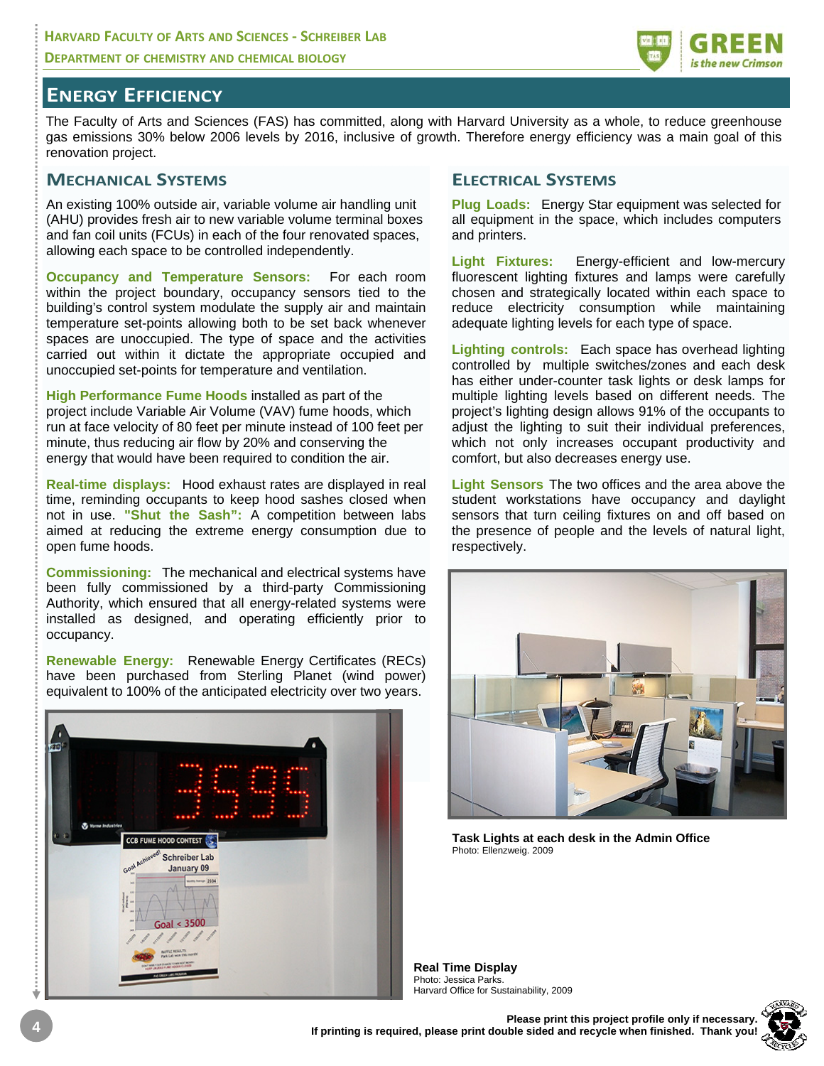## Energy Efficiency

The Faculty of Arts and Sciences (FAS) has committed, along with Harvard University as a whole, to reduce greenhouse gas emissions 30% below 2006 levels by 2016, inclusive of growth. Therefore energy efficiency was a main goal of this renovation project.

### Mechanical Systems

An existing 100% outside air, variable volume air handling unit (AHU) provides fresh air to new variable volume terminal boxes and fan coil units (FCUs) in each of the four renovated spaces, allowing each space to be controlled independently.

**Occupancy and Temperature Sensors:** For each room within the project boundary, occupancy sensors tied to the building's control system modulate the supply air and maintain temperature set-points allowing both to be set back whenever spaces are unoccupied. The type of space and the activities carried out within it dictate the appropriate occupied and unoccupied set-points for temperature and ventilation.

**High Performance Fume Hoods** installed as part of the project include Variable Air Volume (VAV) fume hoods, which run at face velocity of 80 feet per minute instead of 100 feet per minute, thus reducing air flow by 20% and conserving the energy that would have been required to condition the air.

**Real-time displays:** Hood exhaust rates are displayed in real time, reminding occupants to keep hood sashes closed when not in use. **"Shut the Sash":** A competition between labs aimed at reducing the extreme energy consumption due to open fume hoods.

**Commissioning:** The mechanical and electrical systems have been fully commissioned by a third-party Commissioning Authority, which ensured that all energy-related systems were installed as designed, and operating efficiently prior to occupancy.

**Renewable Energy:** Renewable Energy Certificates (RECs) have been purchased from Sterling Planet (wind power) equivalent to 100% of the anticipated electricity over two years.

Real Time Display
Photo: Jessica Parks.
Harvard Office for Sustainability, 2009

### Electrical Systems

**Plug Loads:** Energy Star equipment was selected for all equipment in the space, which includes computers and printers.

**Light Fixtures:** Energy-efficient and low-mercury fluorescent lighting fixtures and lamps were carefully chosen and strategically located within each space to reduce electricity consumption while maintaining adequate lighting levels for each type of space.

**Lighting controls:** Each space has overhead lighting controlled by multiple switches/zones and each desk has either under-counter task lights or desk lamps for multiple lighting levels based on different needs. The project's lighting design allows 91% of the occupants to adjust the lighting to suit their individual preferences, which not only increases occupant productivity and comfort, but also decreases energy use.

**Light Sensors** The two offices and the area above the student workstations have occupancy and daylight sensors that turn ceiling fixtures on and off based on the presence of people and the levels of natural light, respectively.

**Task Lights at each desk in the Admin Office**
Photo: Ellenzweig. 2009

**Please print this project profile only if necessary.**
**If printing is required, please print double sided and recycle when finished. Thank you!**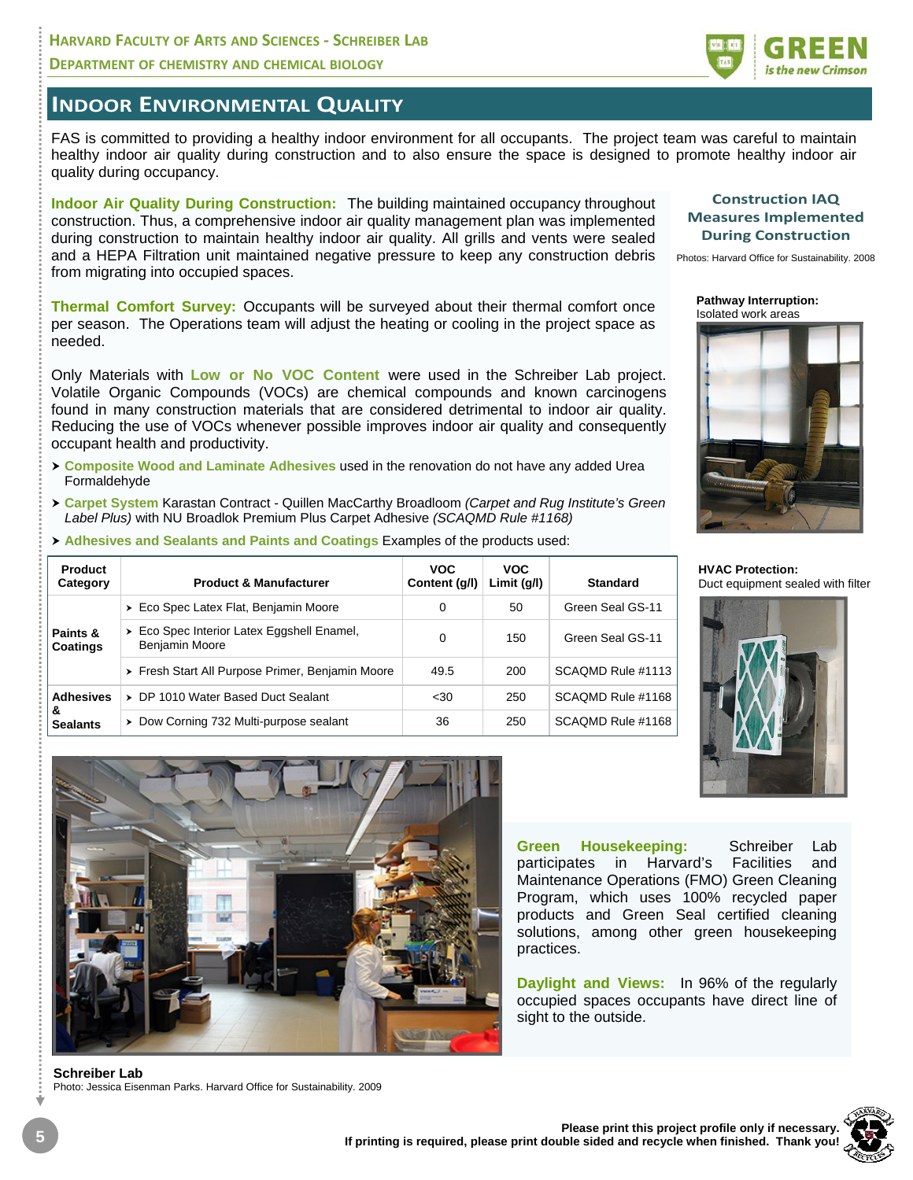# Indoor Environmental Quality

FAS is committed to providing a healthy indoor environment for all occupants. The project team was careful to maintain healthy indoor air quality during construction and to also ensure the space is designed to promote healthy indoor air quality during occupancy.

**Indoor Air Quality During Construction:** The building maintained occupancy throughout construction. Thus, a comprehensive indoor air quality management plan was implemented during construction to maintain healthy indoor air quality. All grills and vents were sealed and a HEPA Filtration unit maintained negative pressure to keep any construction debris from migrating into occupied spaces.

**Thermal Comfort Survey:** Occupants will be surveyed about their thermal comfort once per season. The Operations team will adjust the heating or cooling in the project space as needed.

Only Materials with **Low or No VOC Content** were used in the Schreiber Lab project. Volatile Organic Compounds (VOCs) are chemical compounds and known carcinogens found in many construction materials that are considered detrimental to indoor air quality. Reducing the use of VOCs whenever possible improves indoor air quality and consequently occupant health and productivity.

- **Composite Wood and Laminate Adhesives** used in the renovation do not have any added Urea Formaldehyde
- **Carpet System** Karastan Contract - Quillen MacCarthy Broadloom *(Carpet and Rug Institute's Green Label Plus)* with NU Broadlok Premium Plus Carpet Adhesive *(SCAQMD Rule #1168)*
- **Adhesives and Sealants and Paints and Coatings** Examples of the products used:

| Product Category | Product & Manufacturer | VOC Content (g/l) | VOC Limit (g/l) | Standard |
|---|---|---|---|---|
| Paints & Coatings | Eco Spec Latex Flat, Benjamin Moore | 0 | 50 | Green Seal GS-11 |
| | Eco Spec Interior Latex Eggshell Enamel, Benjamin Moore | 0 | 150 | Green Seal GS-11 |
| | Fresh Start All Purpose Primer, Benjamin Moore | 49.5 | 200 | SCAQMD Rule #1113 |
| Adhesives & Sealants | DP 1010 Water Based Duct Sealant | <30 | 250 | SCAQMD Rule #1168 |
| | Dow Corning 732 Multi-purpose sealant | 36 | 250 | SCAQMD Rule #1168 |

**Construction IAQ Measures Implemented During Construction**

Photos: Harvard Office for Sustainability. 2008

**Pathway Interruption:**
Isolated work areas

**HVAC Protection:**
Duct equipment sealed with filter

**Green Housekeeping:** Schreiber Lab participates in Harvard's Facilities and Maintenance Operations (FMO) Green Cleaning Program, which uses 100% recycled paper products and Green Seal certified cleaning solutions, among other green housekeeping practices.

**Daylight and Views:** In 96% of the regularly occupied spaces occupants have direct line of sight to the outside.

**Schreiber Lab**
Photo: Jessica Eisenman Parks. Harvard Office for Sustainability. 2009

**Please print this project profile only if necessary.
If printing is required, please print double sided and recycle when finished. Thank you!**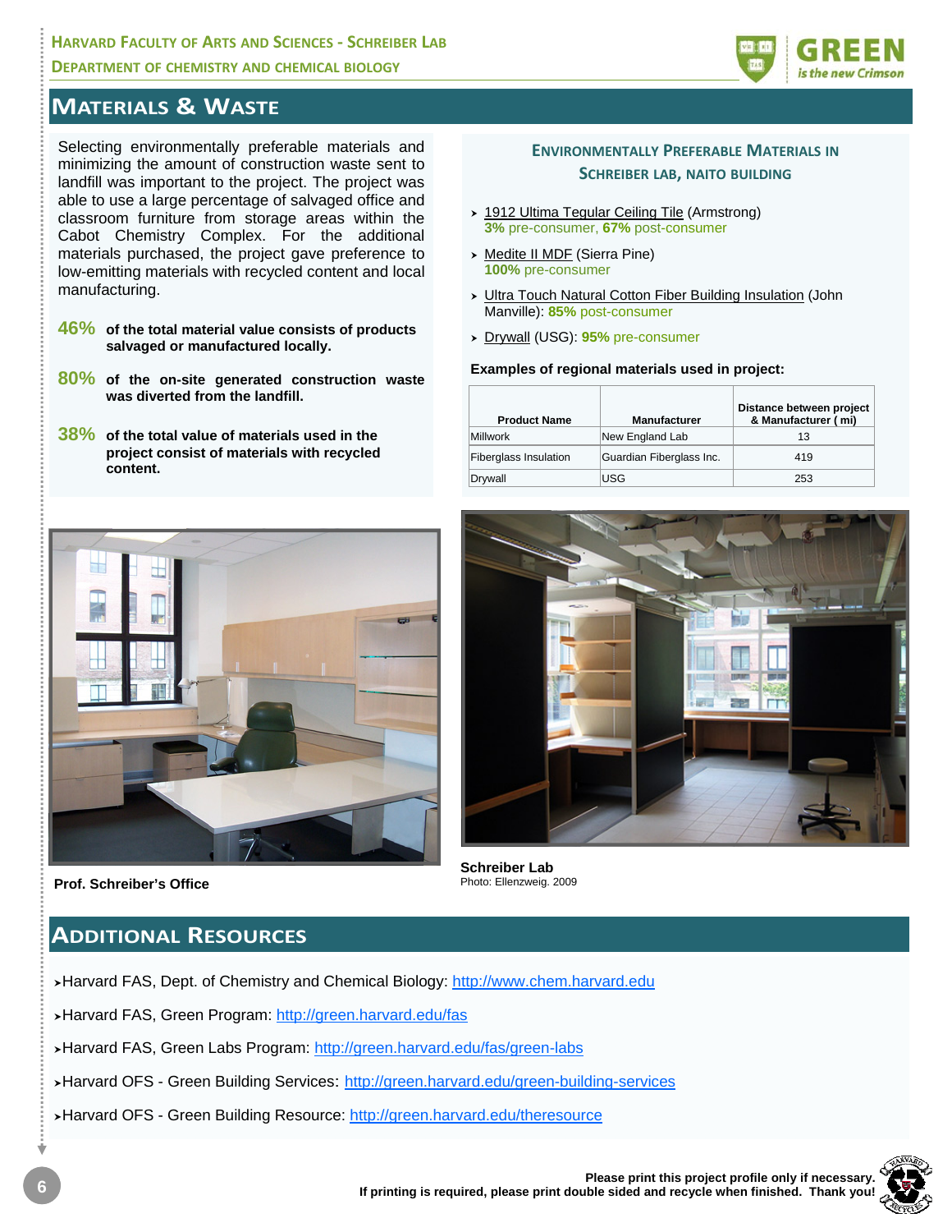# Materials & Waste

Selecting environmentally preferable materials and minimizing the amount of construction waste sent to landfill was important to the project. The project was able to use a large percentage of salvaged office and classroom furniture from storage areas within the Cabot Chemistry Complex. For the additional materials purchased, the project gave preference to low-emitting materials with recycled content and local manufacturing.

**46%** **of the total material value consists of products salvaged or manufactured locally.**

**80%** **of the on-site generated construction waste was diverted from the landfill.**

**38%** **of the total value of materials used in the project consist of materials with recycled content.**

## Environmentally Preferable Materials in Schreiber Lab, Naito Building

- 1912 Ultima Tegular Ceiling Tile (Armstrong)
  **3%** pre-consumer, **67%** post-consumer
- Medite II MDF (Sierra Pine)
  **100%** pre-consumer
- Ultra Touch Natural Cotton Fiber Building Insulation (John Manville): **85%** post-consumer
- Drywall (USG): **95%** pre-consumer

**Examples of regional materials used in project:**

| Product Name | Manufacturer | Distance between project & Manufacturer ( mi) |
|---|---|---|
| Millwork | New England Lab | 13 |
| Fiberglass Insulation | Guardian Fiberglass Inc. | 419 |
| Drywall | USG | 253 |

**Prof. Schreiber's Office**

**Schreiber Lab**
Photo: Ellenzweig. 2009

# Additional Resources

- Harvard FAS, Dept. of Chemistry and Chemical Biology: http://www.chem.harvard.edu
- Harvard FAS, Green Program: http://green.harvard.edu/fas
- Harvard FAS, Green Labs Program: http://green.harvard.edu/fas/green-labs
- Harvard OFS - Green Building Services: http://green.harvard.edu/green-building-services
- Harvard OFS - Green Building Resource: http://green.harvard.edu/theresource

**Please print this project profile only if necessary.**
**If printing is required, please print double sided and recycle when finished. Thank you!**